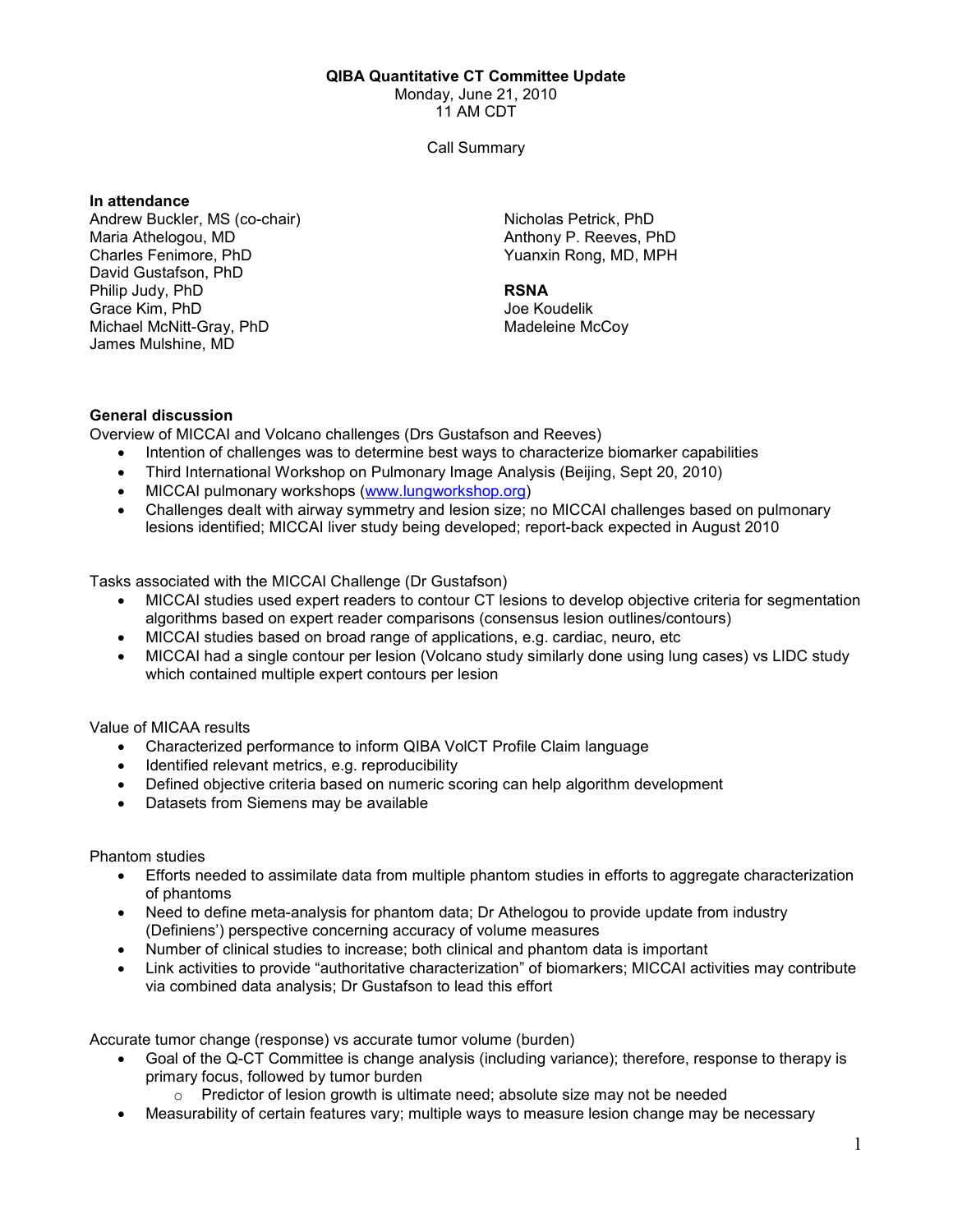**QIBA Quantitative CT Committee Update**

Monday, June 21, 2010

11 AM CDT

Call Summary

**In attendance**

Andrew Buckler, MS (co-chair)
Maria Athelogou, MD
Charles Fenimore, PhD
David Gustafson, PhD
Philip Judy, PhD
Grace Kim, PhD
Michael McNitt-Gray, PhD
James Mulshine, MD
Nicholas Petrick, PhD
Anthony P. Reeves, PhD
Yuanxin Rong, MD, MPH

**RSNA**

Joe Koudelik
Madeleine McCoy

**General discussion**

Overview of MICCAI and Volcano challenges (Drs Gustafson and Reeves)

- Intention of challenges was to determine best ways to characterize biomarker capabilities
- Third International Workshop on Pulmonary Image Analysis (Beijing, Sept 20, 2010)
- MICCAI pulmonary workshops (www.lungworkshop.org)
- Challenges dealt with airway symmetry and lesion size; no MICCAI challenges based on pulmonary lesions identified; MICCAI liver study being developed; report-back expected in August 2010

Tasks associated with the MICCAI Challenge (Dr Gustafson)

- MICCAI studies used expert readers to contour CT lesions to develop objective criteria for segmentation algorithms based on expert reader comparisons (consensus lesion outlines/contours)
- MICCAI studies based on broad range of applications, e.g. cardiac, neuro, etc
- MICCAI had a single contour per lesion (Volcano study similarly done using lung cases) vs LIDC study which contained multiple expert contours per lesion

Value of MICAA results

- Characterized performance to inform QIBA VolCT Profile Claim language
- Identified relevant metrics, e.g. reproducibility
- Defined objective criteria based on numeric scoring can help algorithm development
- Datasets from Siemens may be available

Phantom studies

- Efforts needed to assimilate data from multiple phantom studies in efforts to aggregate characterization of phantoms
- Need to define meta-analysis for phantom data; Dr Athelogou to provide update from industry (Definiens') perspective concerning accuracy of volume measures
- Number of clinical studies to increase; both clinical and phantom data is important
- Link activities to provide "authoritative characterization" of biomarkers; MICCAI activities may contribute via combined data analysis; Dr Gustafson to lead this effort

Accurate tumor change (response) vs accurate tumor volume (burden)

- Goal of the Q-CT Committee is change analysis (including variance); therefore, response to therapy is primary focus, followed by tumor burden
  - Predictor of lesion growth is ultimate need; absolute size may not be needed
- Measurability of certain features vary; multiple ways to measure lesion change may be necessary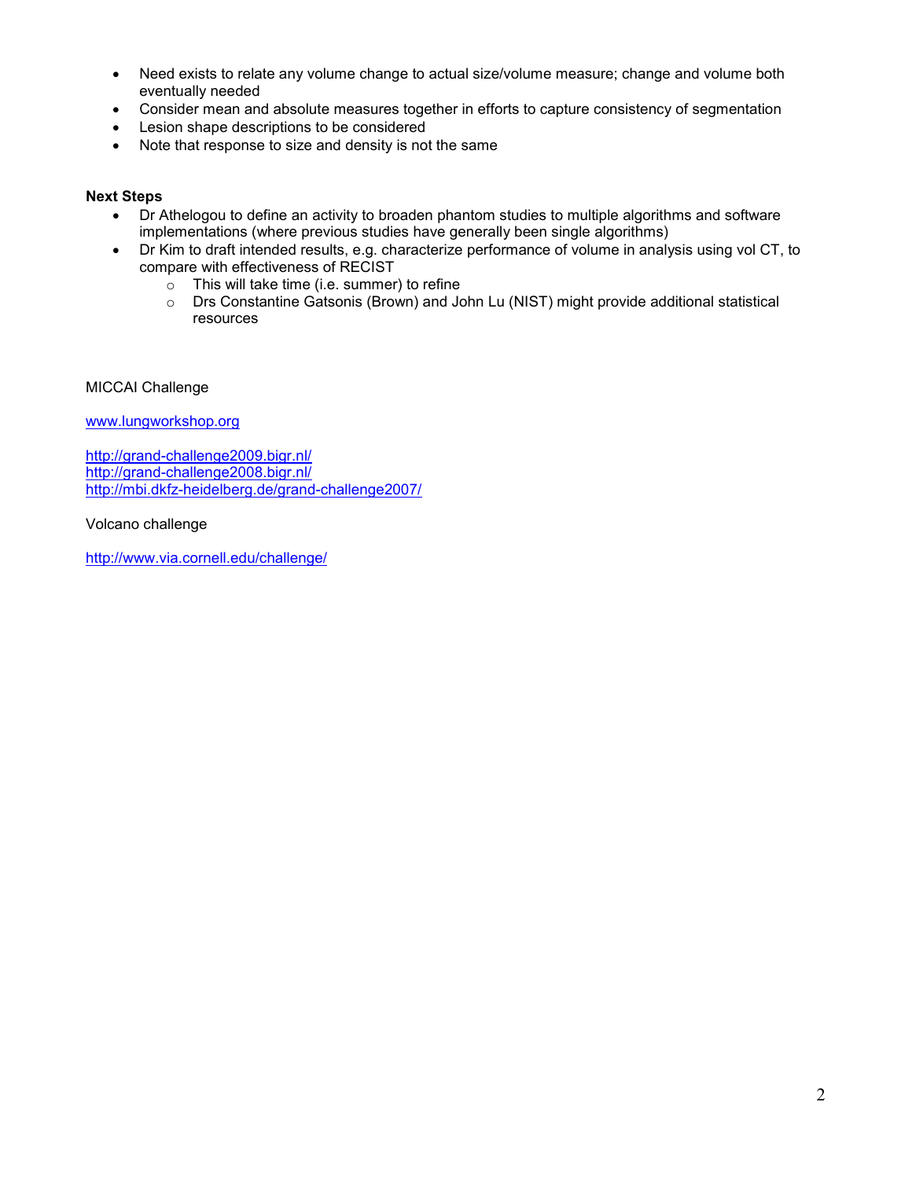- Need exists to relate any volume change to actual size/volume measure; change and volume both eventually needed
- Consider mean and absolute measures together in efforts to capture consistency of segmentation
- Lesion shape descriptions to be considered
- Note that response to size and density is not the same

**Next Steps**

- Dr Athelogou to define an activity to broaden phantom studies to multiple algorithms and software implementations (where previous studies have generally been single algorithms)
- Dr Kim to draft intended results, e.g. characterize performance of volume in analysis using vol CT, to compare with effectiveness of RECIST
  - This will take time (i.e. summer) to refine
  - Drs Constantine Gatsonis (Brown) and John Lu (NIST) might provide additional statistical resources

MICCAI Challenge

www.lungworkshop.org

http://grand-challenge2009.bigr.nl/
http://grand-challenge2008.bigr.nl/
http://mbi.dkfz-heidelberg.de/grand-challenge2007/

Volcano challenge

http://www.via.cornell.edu/challenge/